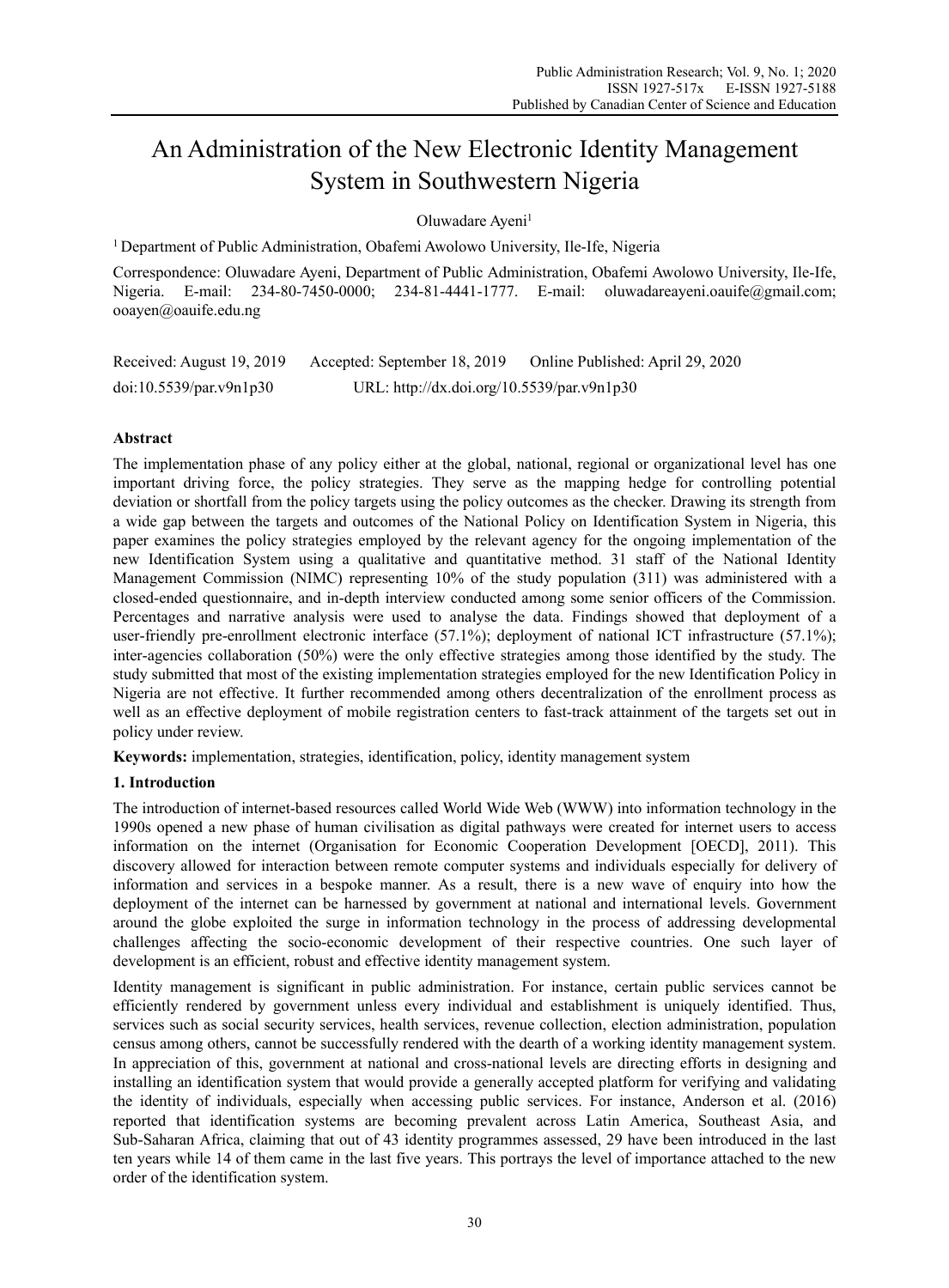# An Administration of the New Electronic Identity Management System in Southwestern Nigeria

Oluwadare Ayeni[1]

[1] Department of Public Administration, Obafemi Awolowo University, Ile-Ife, Nigeria

Correspondence: Oluwadare Ayeni, Department of Public Administration, Obafemi Awolowo University, Ile-Ife, Nigeria. E-mail: 234-80-7450-0000; 234-81-4441-1777. E-mail: oluwadareayeni.oauife@gmail.com; ooayen@oauife.edu.ng

Received: August 19, 2019 Accepted: September 18, 2019 Online Published: April 29, 2020

doi:10.5539/par.v9n1p30 URL: http://dx.doi.org/10.5539/par.v9n1p30

## Abstract

The implementation phase of any policy either at the global, national, regional or organizational level has one important driving force, the policy strategies. They serve as the mapping hedge for controlling potential deviation or shortfall from the policy targets using the policy outcomes as the checker. Drawing its strength from a wide gap between the targets and outcomes of the National Policy on Identification System in Nigeria, this paper examines the policy strategies employed by the relevant agency for the ongoing implementation of the new Identification System using a qualitative and quantitative method. 31 staff of the National Identity Management Commission (NIMC) representing 10% of the study population (311) was administered with a closed-ended questionnaire, and in-depth interview conducted among some senior officers of the Commission. Percentages and narrative analysis were used to analyse the data. Findings showed that deployment of a user-friendly pre-enrollment electronic interface (57.1%); deployment of national ICT infrastructure (57.1%); inter-agencies collaboration (50%) were the only effective strategies among those identified by the study. The study submitted that most of the existing implementation strategies employed for the new Identification Policy in Nigeria are not effective. It further recommended among others decentralization of the enrollment process as well as an effective deployment of mobile registration centers to fast-track attainment of the targets set out in policy under review.

**Keywords:** implementation, strategies, identification, policy, identity management system

## 1. Introduction

The introduction of internet-based resources called World Wide Web (WWW) into information technology in the 1990s opened a new phase of human civilisation as digital pathways were created for internet users to access information on the internet (Organisation for Economic Cooperation Development [OECD], 2011). This discovery allowed for interaction between remote computer systems and individuals especially for delivery of information and services in a bespoke manner. As a result, there is a new wave of enquiry into how the deployment of the internet can be harnessed by government at national and international levels. Government around the globe exploited the surge in information technology in the process of addressing developmental challenges affecting the socio-economic development of their respective countries. One such layer of development is an efficient, robust and effective identity management system.

Identity management is significant in public administration. For instance, certain public services cannot be efficiently rendered by government unless every individual and establishment is uniquely identified. Thus, services such as social security services, health services, revenue collection, election administration, population census among others, cannot be successfully rendered with the dearth of a working identity management system. In appreciation of this, government at national and cross-national levels are directing efforts in designing and installing an identification system that would provide a generally accepted platform for verifying and validating the identity of individuals, especially when accessing public services. For instance, Anderson et al. (2016) reported that identification systems are becoming prevalent across Latin America, Southeast Asia, and Sub-Saharan Africa, claiming that out of 43 identity programmes assessed, 29 have been introduced in the last ten years while 14 of them came in the last five years. This portrays the level of importance attached to the new order of the identification system.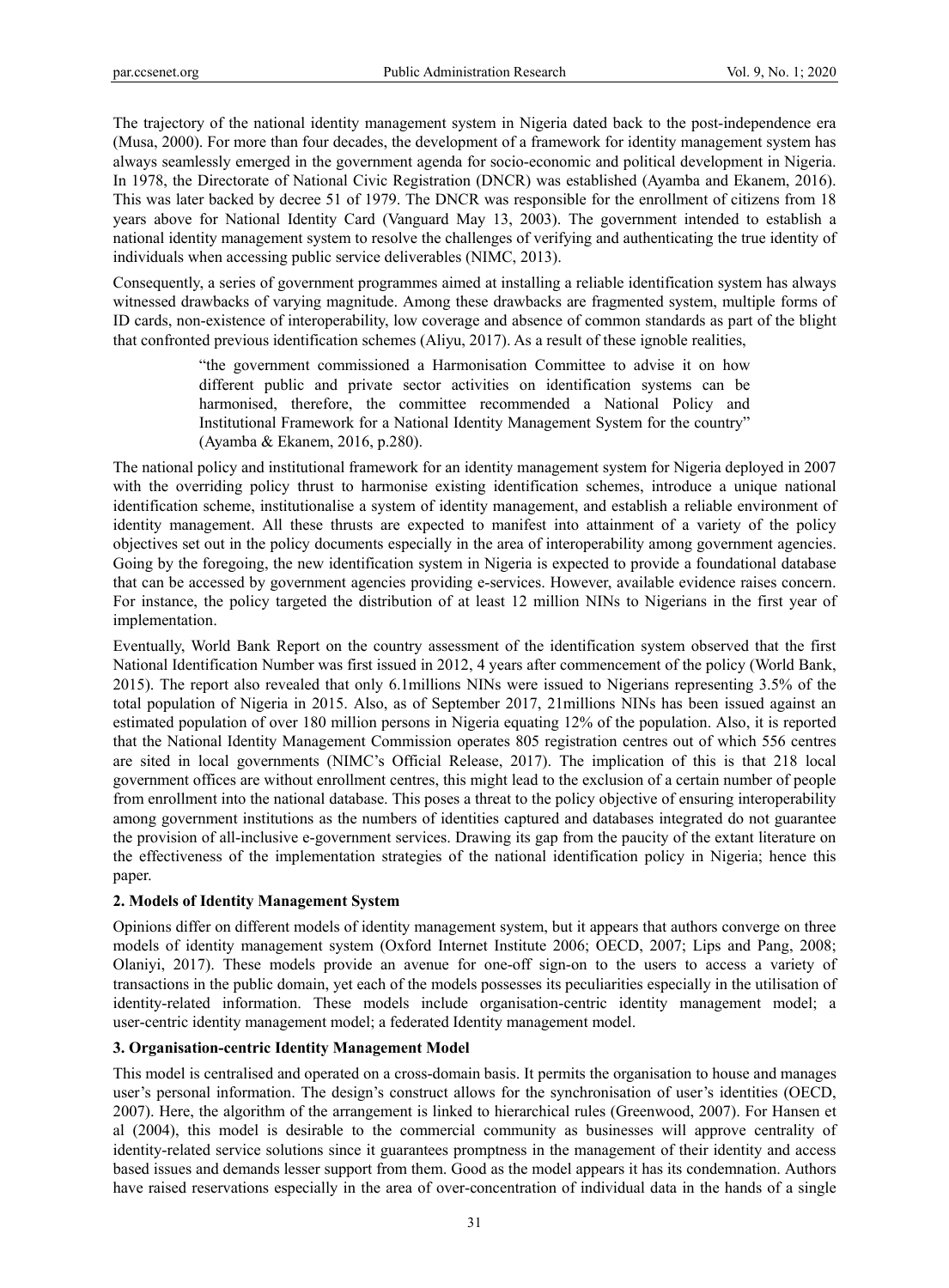The trajectory of the national identity management system in Nigeria dated back to the post-independence era (Musa, 2000). For more than four decades, the development of a framework for identity management system has always seamlessly emerged in the government agenda for socio-economic and political development in Nigeria. In 1978, the Directorate of National Civic Registration (DNCR) was established (Ayamba and Ekanem, 2016). This was later backed by decree 51 of 1979. The DNCR was responsible for the enrollment of citizens from 18 years above for National Identity Card (Vanguard May 13, 2003). The government intended to establish a national identity management system to resolve the challenges of verifying and authenticating the true identity of individuals when accessing public service deliverables (NIMC, 2013).

Consequently, a series of government programmes aimed at installing a reliable identification system has always witnessed drawbacks of varying magnitude. Among these drawbacks are fragmented system, multiple forms of ID cards, non-existence of interoperability, low coverage and absence of common standards as part of the blight that confronted previous identification schemes (Aliyu, 2017). As a result of these ignoble realities,

> "the government commissioned a Harmonisation Committee to advise it on how different public and private sector activities on identification systems can be harmonised, therefore, the committee recommended a National Policy and Institutional Framework for a National Identity Management System for the country" (Ayamba & Ekanem, 2016, p.280).

The national policy and institutional framework for an identity management system for Nigeria deployed in 2007 with the overriding policy thrust to harmonise existing identification schemes, introduce a unique national identification scheme, institutionalise a system of identity management, and establish a reliable environment of identity management. All these thrusts are expected to manifest into attainment of a variety of the policy objectives set out in the policy documents especially in the area of interoperability among government agencies. Going by the foregoing, the new identification system in Nigeria is expected to provide a foundational database that can be accessed by government agencies providing e-services. However, available evidence raises concern. For instance, the policy targeted the distribution of at least 12 million NINs to Nigerians in the first year of implementation.

Eventually, World Bank Report on the country assessment of the identification system observed that the first National Identification Number was first issued in 2012, 4 years after commencement of the policy (World Bank, 2015). The report also revealed that only 6.1millions NINs were issued to Nigerians representing 3.5% of the total population of Nigeria in 2015. Also, as of September 2017, 21millions NINs has been issued against an estimated population of over 180 million persons in Nigeria equating 12% of the population. Also, it is reported that the National Identity Management Commission operates 805 registration centres out of which 556 centres are sited in local governments (NIMC's Official Release, 2017). The implication of this is that 218 local government offices are without enrollment centres, this might lead to the exclusion of a certain number of people from enrollment into the national database. This poses a threat to the policy objective of ensuring interoperability among government institutions as the numbers of identities captured and databases integrated do not guarantee the provision of all-inclusive e-government services. Drawing its gap from the paucity of the extant literature on the effectiveness of the implementation strategies of the national identification policy in Nigeria; hence this paper.

## 2. Models of Identity Management System

Opinions differ on different models of identity management system, but it appears that authors converge on three models of identity management system (Oxford Internet Institute 2006; OECD, 2007; Lips and Pang, 2008; Olaniyi, 2017). These models provide an avenue for one-off sign-on to the users to access a variety of transactions in the public domain, yet each of the models possesses its peculiarities especially in the utilisation of identity-related information. These models include organisation-centric identity management model; a user-centric identity management model; a federated Identity management model.

## 3. Organisation-centric Identity Management Model

This model is centralised and operated on a cross-domain basis. It permits the organisation to house and manages user's personal information. The design's construct allows for the synchronisation of user's identities (OECD, 2007). Here, the algorithm of the arrangement is linked to hierarchical rules (Greenwood, 2007). For Hansen et al (2004), this model is desirable to the commercial community as businesses will approve centrality of identity-related service solutions since it guarantees promptness in the management of their identity and access based issues and demands lesser support from them. Good as the model appears it has its condemnation. Authors have raised reservations especially in the area of over-concentration of individual data in the hands of a single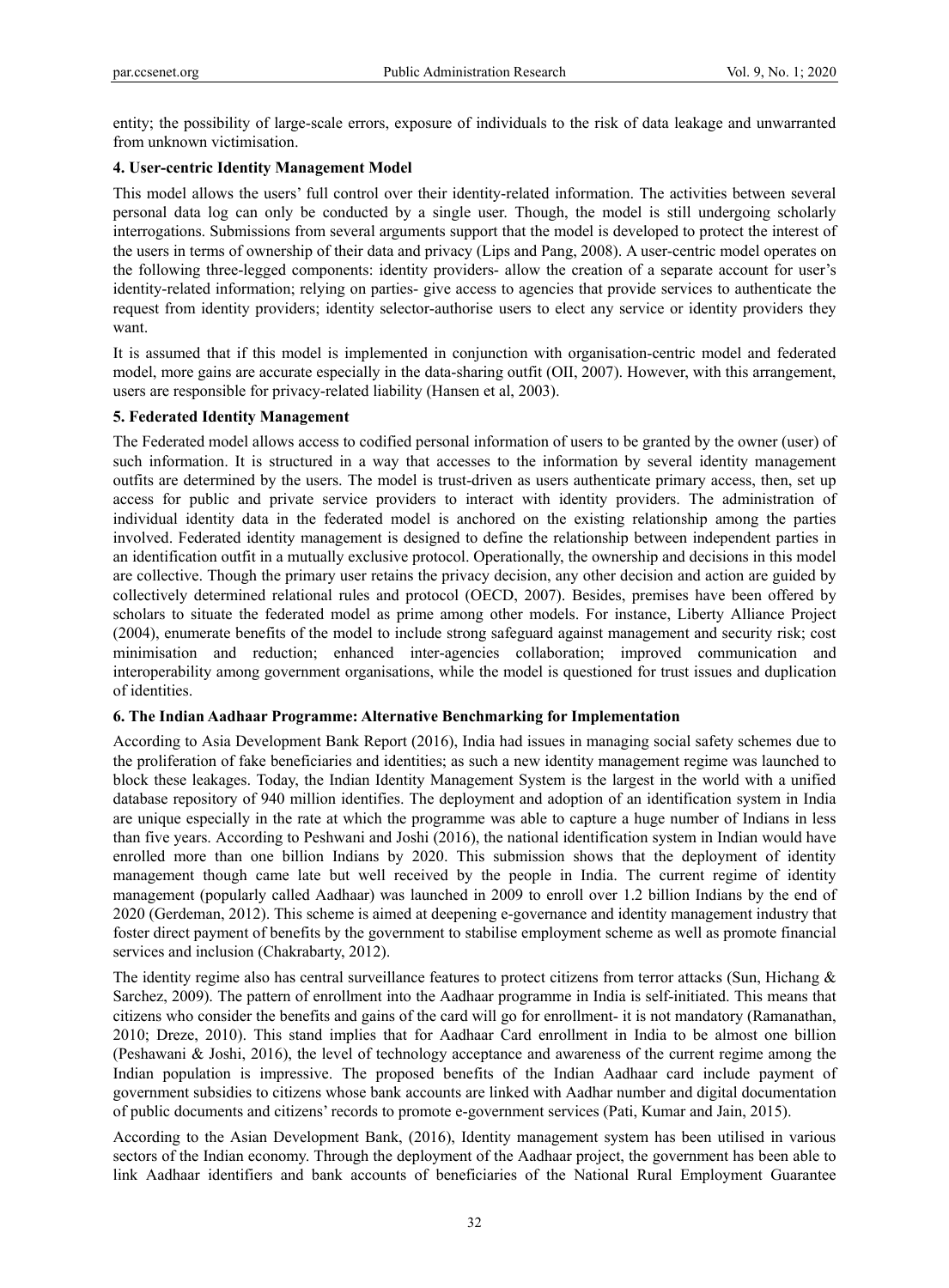entity; the possibility of large-scale errors, exposure of individuals to the risk of data leakage and unwarranted from unknown victimisation.

### 4. User-centric Identity Management Model

This model allows the users' full control over their identity-related information. The activities between several personal data log can only be conducted by a single user. Though, the model is still undergoing scholarly interrogations. Submissions from several arguments support that the model is developed to protect the interest of the users in terms of ownership of their data and privacy (Lips and Pang, 2008). A user-centric model operates on the following three-legged components: identity providers- allow the creation of a separate account for user's identity-related information; relying on parties- give access to agencies that provide services to authenticate the request from identity providers; identity selector-authorise users to elect any service or identity providers they want.

It is assumed that if this model is implemented in conjunction with organisation-centric model and federated model, more gains are accurate especially in the data-sharing outfit (OII, 2007). However, with this arrangement, users are responsible for privacy-related liability (Hansen et al, 2003).

### 5. Federated Identity Management

The Federated model allows access to codified personal information of users to be granted by the owner (user) of such information. It is structured in a way that accesses to the information by several identity management outfits are determined by the users. The model is trust-driven as users authenticate primary access, then, set up access for public and private service providers to interact with identity providers. The administration of individual identity data in the federated model is anchored on the existing relationship among the parties involved. Federated identity management is designed to define the relationship between independent parties in an identification outfit in a mutually exclusive protocol. Operationally, the ownership and decisions in this model are collective. Though the primary user retains the privacy decision, any other decision and action are guided by collectively determined relational rules and protocol (OECD, 2007). Besides, premises have been offered by scholars to situate the federated model as prime among other models. For instance, Liberty Alliance Project (2004), enumerate benefits of the model to include strong safeguard against management and security risk; cost minimisation and reduction; enhanced inter-agencies collaboration; improved communication and interoperability among government organisations, while the model is questioned for trust issues and duplication of identities.

### 6. The Indian Aadhaar Programme: Alternative Benchmarking for Implementation

According to Asia Development Bank Report (2016), India had issues in managing social safety schemes due to the proliferation of fake beneficiaries and identities; as such a new identity management regime was launched to block these leakages. Today, the Indian Identity Management System is the largest in the world with a unified database repository of 940 million identifies. The deployment and adoption of an identification system in India are unique especially in the rate at which the programme was able to capture a huge number of Indians in less than five years. According to Peshwani and Joshi (2016), the national identification system in Indian would have enrolled more than one billion Indians by 2020. This submission shows that the deployment of identity management though came late but well received by the people in India. The current regime of identity management (popularly called Aadhaar) was launched in 2009 to enroll over 1.2 billion Indians by the end of 2020 (Gerdeman, 2012). This scheme is aimed at deepening e-governance and identity management industry that foster direct payment of benefits by the government to stabilise employment scheme as well as promote financial services and inclusion (Chakrabarty, 2012).

The identity regime also has central surveillance features to protect citizens from terror attacks (Sun, Hichang & Sarchez, 2009). The pattern of enrollment into the Aadhaar programme in India is self-initiated. This means that citizens who consider the benefits and gains of the card will go for enrollment- it is not mandatory (Ramanathan, 2010; Dreze, 2010). This stand implies that for Aadhaar Card enrollment in India to be almost one billion (Peshawani & Joshi, 2016), the level of technology acceptance and awareness of the current regime among the Indian population is impressive. The proposed benefits of the Indian Aadhaar card include payment of government subsidies to citizens whose bank accounts are linked with Aadhar number and digital documentation of public documents and citizens' records to promote e-government services (Pati, Kumar and Jain, 2015).

According to the Asian Development Bank, (2016), Identity management system has been utilised in various sectors of the Indian economy. Through the deployment of the Aadhaar project, the government has been able to link Aadhaar identifiers and bank accounts of beneficiaries of the National Rural Employment Guarantee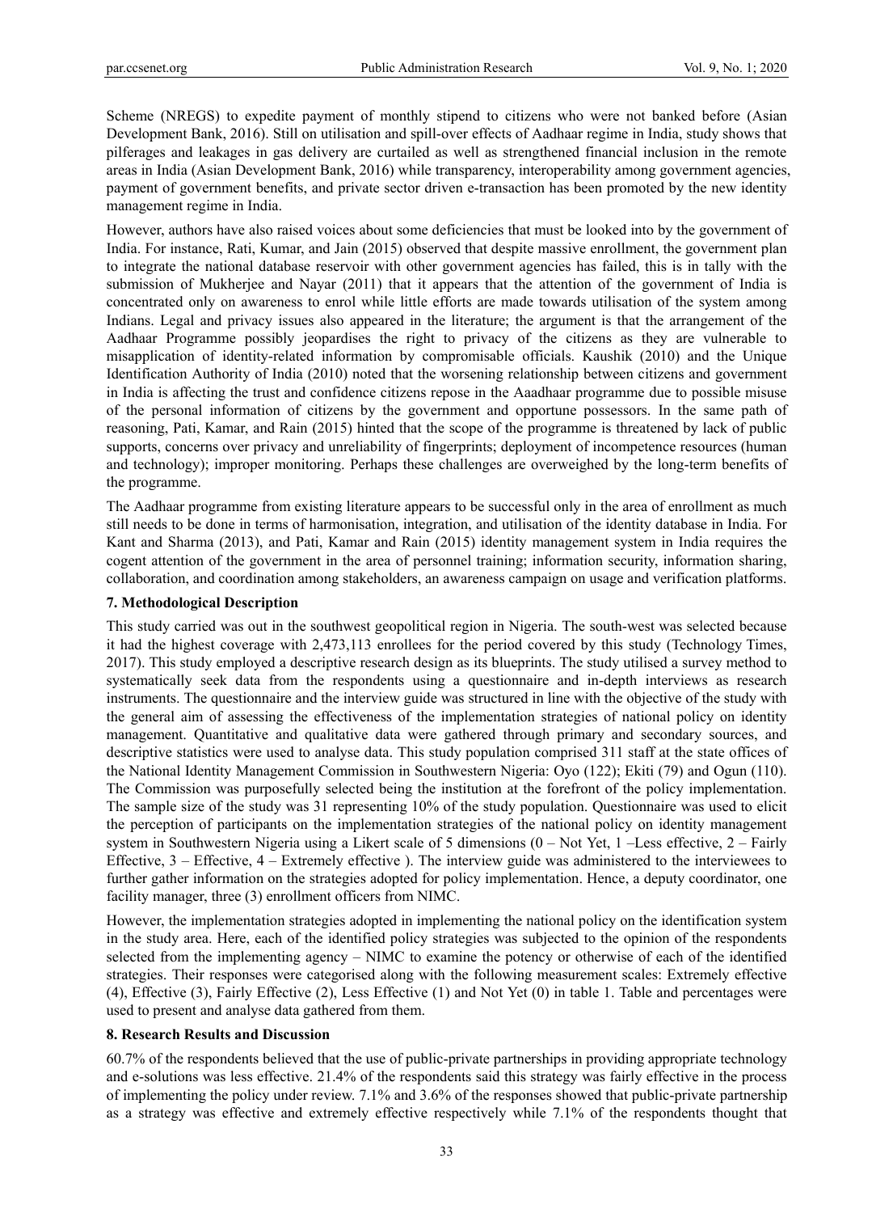Scheme (NREGS) to expedite payment of monthly stipend to citizens who were not banked before (Asian Development Bank, 2016). Still on utilisation and spill-over effects of Aadhaar regime in India, study shows that pilferages and leakages in gas delivery are curtailed as well as strengthened financial inclusion in the remote areas in India (Asian Development Bank, 2016) while transparency, interoperability among government agencies, payment of government benefits, and private sector driven e-transaction has been promoted by the new identity management regime in India.

However, authors have also raised voices about some deficiencies that must be looked into by the government of India. For instance, Rati, Kumar, and Jain (2015) observed that despite massive enrollment, the government plan to integrate the national database reservoir with other government agencies has failed, this is in tally with the submission of Mukherjee and Nayar (2011) that it appears that the attention of the government of India is concentrated only on awareness to enrol while little efforts are made towards utilisation of the system among Indians. Legal and privacy issues also appeared in the literature; the argument is that the arrangement of the Aadhaar Programme possibly jeopardises the right to privacy of the citizens as they are vulnerable to misapplication of identity-related information by compromisable officials. Kaushik (2010) and the Unique Identification Authority of India (2010) noted that the worsening relationship between citizens and government in India is affecting the trust and confidence citizens repose in the Aaadhaar programme due to possible misuse of the personal information of citizens by the government and opportune possessors. In the same path of reasoning, Pati, Kamar, and Rain (2015) hinted that the scope of the programme is threatened by lack of public supports, concerns over privacy and unreliability of fingerprints; deployment of incompetence resources (human and technology); improper monitoring. Perhaps these challenges are overweighed by the long-term benefits of the programme.

The Aadhaar programme from existing literature appears to be successful only in the area of enrollment as much still needs to be done in terms of harmonisation, integration, and utilisation of the identity database in India. For Kant and Sharma (2013), and Pati, Kamar and Rain (2015) identity management system in India requires the cogent attention of the government in the area of personnel training; information security, information sharing, collaboration, and coordination among stakeholders, an awareness campaign on usage and verification platforms.

## 7. Methodological Description

This study carried was out in the southwest geopolitical region in Nigeria. The south-west was selected because it had the highest coverage with 2,473,113 enrollees for the period covered by this study (Technology Times, 2017). This study employed a descriptive research design as its blueprints. The study utilised a survey method to systematically seek data from the respondents using a questionnaire and in-depth interviews as research instruments. The questionnaire and the interview guide was structured in line with the objective of the study with the general aim of assessing the effectiveness of the implementation strategies of national policy on identity management. Quantitative and qualitative data were gathered through primary and secondary sources, and descriptive statistics were used to analyse data. This study population comprised 311 staff at the state offices of the National Identity Management Commission in Southwestern Nigeria: Oyo (122); Ekiti (79) and Ogun (110). The Commission was purposefully selected being the institution at the forefront of the policy implementation. The sample size of the study was 31 representing 10% of the study population. Questionnaire was used to elicit the perception of participants on the implementation strategies of the national policy on identity management system in Southwestern Nigeria using a Likert scale of 5 dimensions (0 – Not Yet, 1 –Less effective, 2 – Fairly Effective, 3 – Effective, 4 – Extremely effective ). The interview guide was administered to the interviewees to further gather information on the strategies adopted for policy implementation. Hence, a deputy coordinator, one facility manager, three (3) enrollment officers from NIMC.

However, the implementation strategies adopted in implementing the national policy on the identification system in the study area. Here, each of the identified policy strategies was subjected to the opinion of the respondents selected from the implementing agency – NIMC to examine the potency or otherwise of each of the identified strategies. Their responses were categorised along with the following measurement scales: Extremely effective (4), Effective (3), Fairly Effective (2), Less Effective (1) and Not Yet (0) in table 1. Table and percentages were used to present and analyse data gathered from them.

## 8. Research Results and Discussion

60.7% of the respondents believed that the use of public-private partnerships in providing appropriate technology and e-solutions was less effective. 21.4% of the respondents said this strategy was fairly effective in the process of implementing the policy under review. 7.1% and 3.6% of the responses showed that public-private partnership as a strategy was effective and extremely effective respectively while 7.1% of the respondents thought that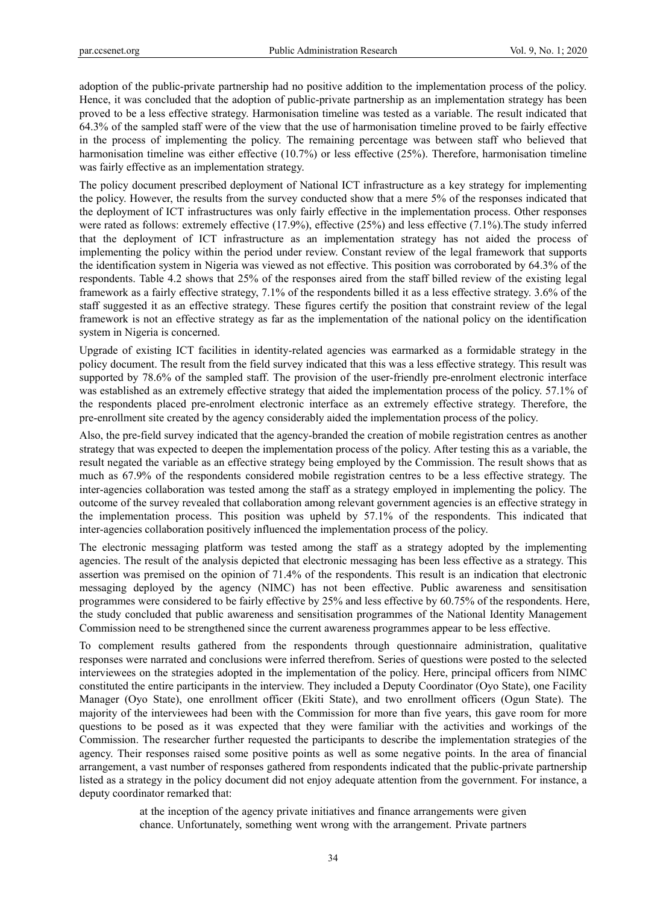adoption of the public-private partnership had no positive addition to the implementation process of the policy. Hence, it was concluded that the adoption of public-private partnership as an implementation strategy has been proved to be a less effective strategy. Harmonisation timeline was tested as a variable. The result indicated that 64.3% of the sampled staff were of the view that the use of harmonisation timeline proved to be fairly effective in the process of implementing the policy. The remaining percentage was between staff who believed that harmonisation timeline was either effective (10.7%) or less effective (25%). Therefore, harmonisation timeline was fairly effective as an implementation strategy.

The policy document prescribed deployment of National ICT infrastructure as a key strategy for implementing the policy. However, the results from the survey conducted show that a mere 5% of the responses indicated that the deployment of ICT infrastructures was only fairly effective in the implementation process. Other responses were rated as follows: extremely effective (17.9%), effective (25%) and less effective (7.1%).The study inferred that the deployment of ICT infrastructure as an implementation strategy has not aided the process of implementing the policy within the period under review. Constant review of the legal framework that supports the identification system in Nigeria was viewed as not effective. This position was corroborated by 64.3% of the respondents. Table 4.2 shows that 25% of the responses aired from the staff billed review of the existing legal framework as a fairly effective strategy, 7.1% of the respondents billed it as a less effective strategy. 3.6% of the staff suggested it as an effective strategy. These figures certify the position that constraint review of the legal framework is not an effective strategy as far as the implementation of the national policy on the identification system in Nigeria is concerned.

Upgrade of existing ICT facilities in identity-related agencies was earmarked as a formidable strategy in the policy document. The result from the field survey indicated that this was a less effective strategy. This result was supported by 78.6% of the sampled staff. The provision of the user-friendly pre-enrolment electronic interface was established as an extremely effective strategy that aided the implementation process of the policy. 57.1% of the respondents placed pre-enrolment electronic interface as an extremely effective strategy. Therefore, the pre-enrollment site created by the agency considerably aided the implementation process of the policy.

Also, the pre-field survey indicated that the agency-branded the creation of mobile registration centres as another strategy that was expected to deepen the implementation process of the policy. After testing this as a variable, the result negated the variable as an effective strategy being employed by the Commission. The result shows that as much as 67.9% of the respondents considered mobile registration centres to be a less effective strategy. The inter-agencies collaboration was tested among the staff as a strategy employed in implementing the policy. The outcome of the survey revealed that collaboration among relevant government agencies is an effective strategy in the implementation process. This position was upheld by 57.1% of the respondents. This indicated that inter-agencies collaboration positively influenced the implementation process of the policy.

The electronic messaging platform was tested among the staff as a strategy adopted by the implementing agencies. The result of the analysis depicted that electronic messaging has been less effective as a strategy. This assertion was premised on the opinion of 71.4% of the respondents. This result is an indication that electronic messaging deployed by the agency (NIMC) has not been effective. Public awareness and sensitisation programmes were considered to be fairly effective by 25% and less effective by 60.75% of the respondents. Here, the study concluded that public awareness and sensitisation programmes of the National Identity Management Commission need to be strengthened since the current awareness programmes appear to be less effective.

To complement results gathered from the respondents through questionnaire administration, qualitative responses were narrated and conclusions were inferred therefrom. Series of questions were posted to the selected interviewees on the strategies adopted in the implementation of the policy. Here, principal officers from NIMC constituted the entire participants in the interview. They included a Deputy Coordinator (Oyo State), one Facility Manager (Oyo State), one enrollment officer (Ekiti State), and two enrollment officers (Ogun State). The majority of the interviewees had been with the Commission for more than five years, this gave room for more questions to be posed as it was expected that they were familiar with the activities and workings of the Commission. The researcher further requested the participants to describe the implementation strategies of the agency. Their responses raised some positive points as well as some negative points. In the area of financial arrangement, a vast number of responses gathered from respondents indicated that the public-private partnership listed as a strategy in the policy document did not enjoy adequate attention from the government. For instance, a deputy coordinator remarked that:

> at the inception of the agency private initiatives and finance arrangements were given chance. Unfortunately, something went wrong with the arrangement. Private partners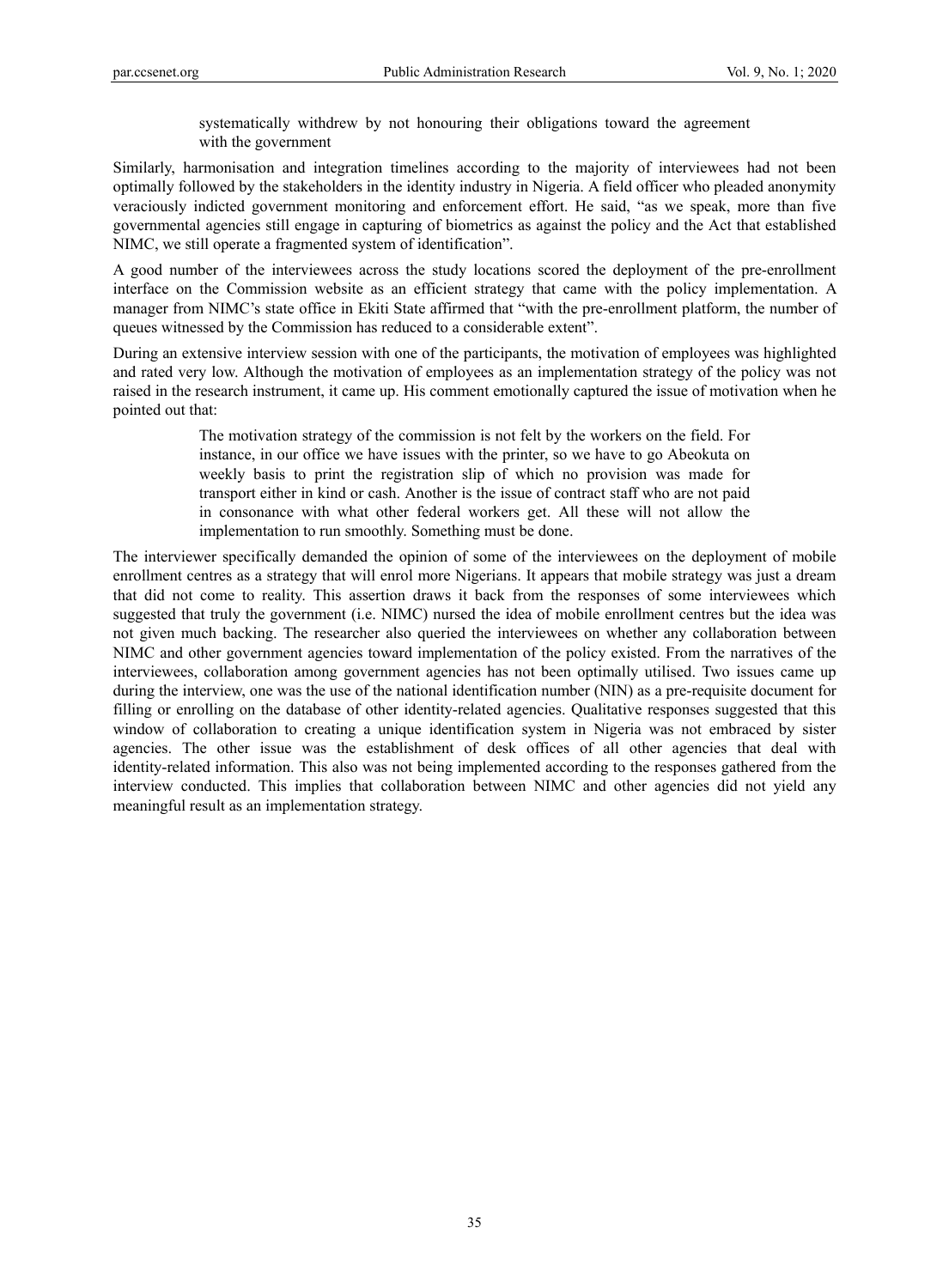> systematically withdrew by not honouring their obligations toward the agreement with the government

Similarly, harmonisation and integration timelines according to the majority of interviewees had not been optimally followed by the stakeholders in the identity industry in Nigeria. A field officer who pleaded anonymity veraciously indicted government monitoring and enforcement effort. He said, "as we speak, more than five governmental agencies still engage in capturing of biometrics as against the policy and the Act that established NIMC, we still operate a fragmented system of identification".

A good number of the interviewees across the study locations scored the deployment of the pre-enrollment interface on the Commission website as an efficient strategy that came with the policy implementation. A manager from NIMC's state office in Ekiti State affirmed that "with the pre-enrollment platform, the number of queues witnessed by the Commission has reduced to a considerable extent".

During an extensive interview session with one of the participants, the motivation of employees was highlighted and rated very low. Although the motivation of employees as an implementation strategy of the policy was not raised in the research instrument, it came up. His comment emotionally captured the issue of motivation when he pointed out that:

> The motivation strategy of the commission is not felt by the workers on the field. For instance, in our office we have issues with the printer, so we have to go Abeokuta on weekly basis to print the registration slip of which no provision was made for transport either in kind or cash. Another is the issue of contract staff who are not paid in consonance with what other federal workers get. All these will not allow the implementation to run smoothly. Something must be done.

The interviewer specifically demanded the opinion of some of the interviewees on the deployment of mobile enrollment centres as a strategy that will enrol more Nigerians. It appears that mobile strategy was just a dream that did not come to reality. This assertion draws it back from the responses of some interviewees which suggested that truly the government (i.e. NIMC) nursed the idea of mobile enrollment centres but the idea was not given much backing. The researcher also queried the interviewees on whether any collaboration between NIMC and other government agencies toward implementation of the policy existed. From the narratives of the interviewees, collaboration among government agencies has not been optimally utilised. Two issues came up during the interview, one was the use of the national identification number (NIN) as a pre-requisite document for filling or enrolling on the database of other identity-related agencies. Qualitative responses suggested that this window of collaboration to creating a unique identification system in Nigeria was not embraced by sister agencies. The other issue was the establishment of desk offices of all other agencies that deal with identity-related information. This also was not being implemented according to the responses gathered from the interview conducted. This implies that collaboration between NIMC and other agencies did not yield any meaningful result as an implementation strategy.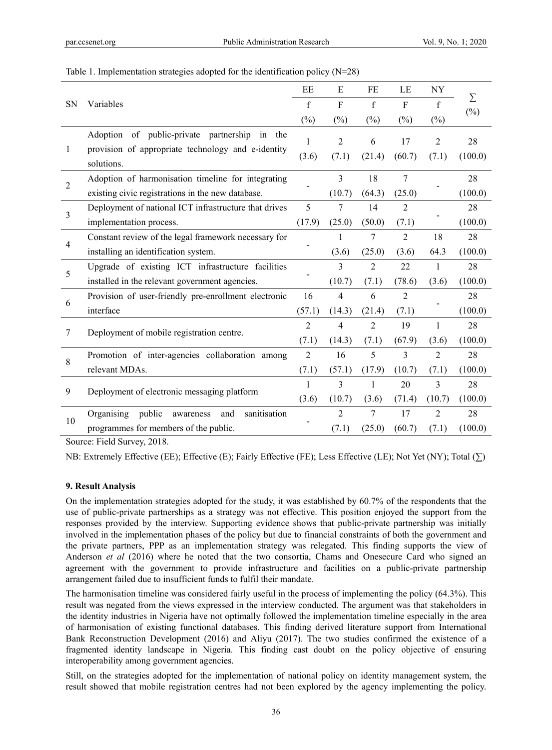Table 1. Implementation strategies adopted for the identification policy (N=28)

| SN | Variables | EE f (%) | E F (%) | FE f (%) | LE F (%) | NY f (%) | ∑ (%) |
|---|---|---|---|---|---|---|---|
| 1 | Adoption of public-private partnership in the provision of appropriate technology and e-identity solutions. | 1 (3.6) | 2 (7.1) | 6 (21.4) | 17 (60.7) | 2 (7.1) | 28 (100.0) |
| 2 | Adoption of harmonisation timeline for integrating existing civic registrations in the new database. | - | 3 (10.7) | 18 (64.3) | 7 (25.0) | - | 28 (100.0) |
| 3 | Deployment of national ICT infrastructure that drives implementation process. | 5 (17.9) | 7 (25.0) | 14 (50.0) | 2 (7.1) | - | 28 (100.0) |
| 4 | Constant review of the legal framework necessary for installing an identification system. | - | 1 (3.6) | 7 (25.0) | 2 (3.6) | 18 64.3 | 28 (100.0) |
| 5 | Upgrade of existing ICT infrastructure facilities installed in the relevant government agencies. | - | 3 (10.7) | 2 (7.1) | 22 (78.6) | 1 (3.6) | 28 (100.0) |
| 6 | Provision of user-friendly pre-enrollment electronic interface | 16 (57.1) | 4 (14.3) | 6 (21.4) | 2 (7.1) | - | 28 (100.0) |
| 7 | Deployment of mobile registration centre. | 2 (7.1) | 4 (14.3) | 2 (7.1) | 19 (67.9) | 1 (3.6) | 28 (100.0) |
| 8 | Promotion of inter-agencies collaboration among relevant MDAs. | 2 (7.1) | 16 (57.1) | 5 (17.9) | 3 (10.7) | 2 (7.1) | 28 (100.0) |
| 9 | Deployment of electronic messaging platform | 1 (3.6) | 3 (10.7) | 1 (3.6) | 20 (71.4) | 3 (10.7) | 28 (100.0) |
| 10 | Organising public awareness and sanitisation programmes for members of the public. | - | 2 (7.1) | 7 (25.0) | 17 (60.7) | 2 (7.1) | 28 (100.0) |

Source: Field Survey, 2018.

NB: Extremely Effective (EE); Effective (E); Fairly Effective (FE); Less Effective (LE); Not Yet (NY); Total (∑)

### 9. Result Analysis

On the implementation strategies adopted for the study, it was established by 60.7% of the respondents that the use of public-private partnerships as a strategy was not effective. This position enjoyed the support from the responses provided by the interview. Supporting evidence shows that public-private partnership was initially involved in the implementation phases of the policy but due to financial constraints of both the government and the private partners, PPP as an implementation strategy was relegated. This finding supports the view of Anderson *et al* (2016) where he noted that the two consortia, Chams and Onesecure Card who signed an agreement with the government to provide infrastructure and facilities on a public-private partnership arrangement failed due to insufficient funds to fulfil their mandate.

The harmonisation timeline was considered fairly useful in the process of implementing the policy (64.3%). This result was negated from the views expressed in the interview conducted. The argument was that stakeholders in the identity industries in Nigeria have not optimally followed the implementation timeline especially in the area of harmonisation of existing functional databases. This finding derived literature support from International Bank Reconstruction Development (2016) and Aliyu (2017). The two studies confirmed the existence of a fragmented identity landscape in Nigeria. This finding cast doubt on the policy objective of ensuring interoperability among government agencies.

Still, on the strategies adopted for the implementation of national policy on identity management system, the result showed that mobile registration centres had not been explored by the agency implementing the policy.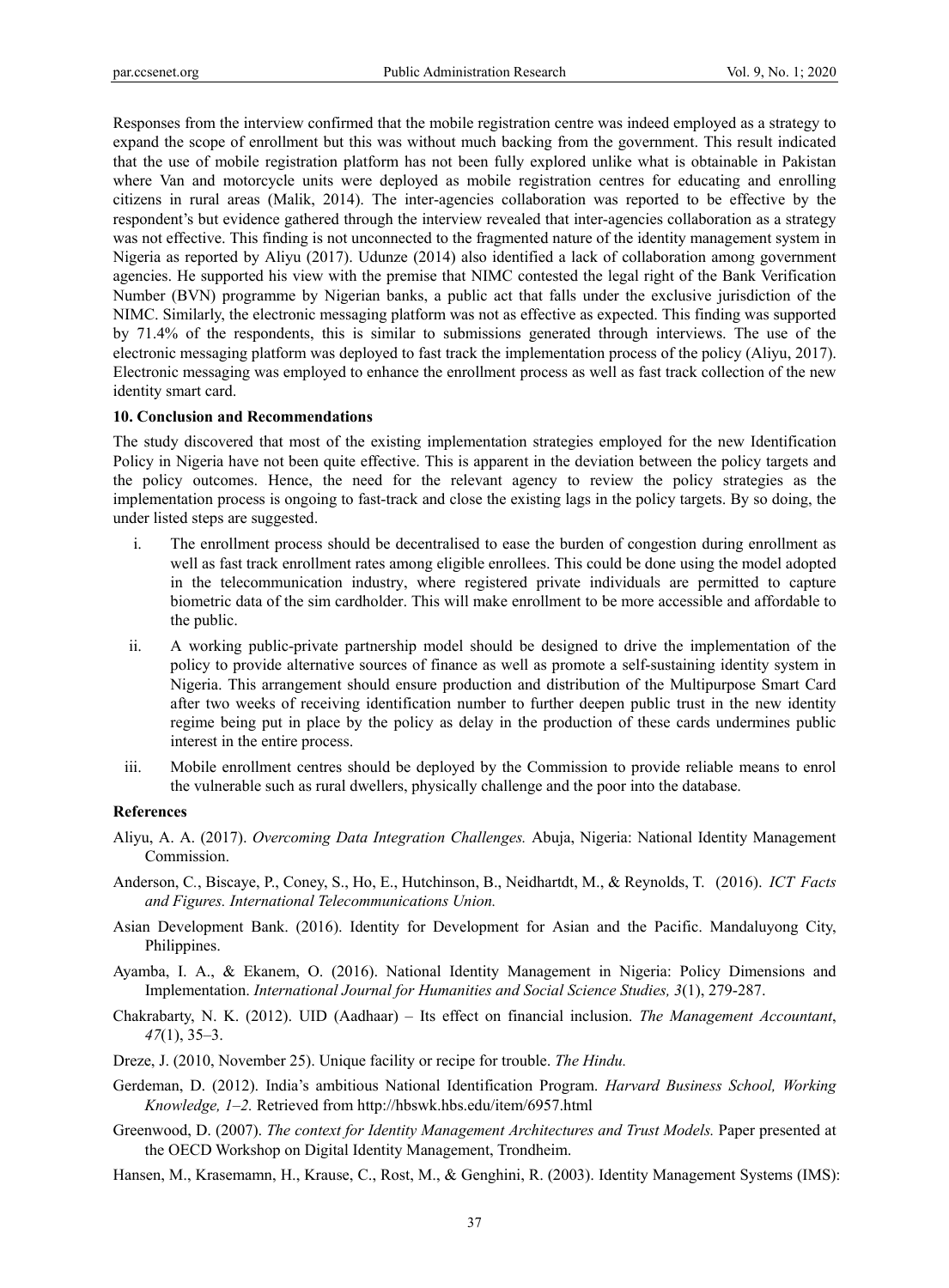Responses from the interview confirmed that the mobile registration centre was indeed employed as a strategy to expand the scope of enrollment but this was without much backing from the government. This result indicated that the use of mobile registration platform has not been fully explored unlike what is obtainable in Pakistan where Van and motorcycle units were deployed as mobile registration centres for educating and enrolling citizens in rural areas (Malik, 2014). The inter-agencies collaboration was reported to be effective by the respondent's but evidence gathered through the interview revealed that inter-agencies collaboration as a strategy was not effective. This finding is not unconnected to the fragmented nature of the identity management system in Nigeria as reported by Aliyu (2017). Udunze (2014) also identified a lack of collaboration among government agencies. He supported his view with the premise that NIMC contested the legal right of the Bank Verification Number (BVN) programme by Nigerian banks, a public act that falls under the exclusive jurisdiction of the NIMC. Similarly, the electronic messaging platform was not as effective as expected. This finding was supported by 71.4% of the respondents, this is similar to submissions generated through interviews. The use of the electronic messaging platform was deployed to fast track the implementation process of the policy (Aliyu, 2017). Electronic messaging was employed to enhance the enrollment process as well as fast track collection of the new identity smart card.

## 10. Conclusion and Recommendations

The study discovered that most of the existing implementation strategies employed for the new Identification Policy in Nigeria have not been quite effective. This is apparent in the deviation between the policy targets and the policy outcomes. Hence, the need for the relevant agency to review the policy strategies as the implementation process is ongoing to fast-track and close the existing lags in the policy targets. By so doing, the under listed steps are suggested.

i. The enrollment process should be decentralised to ease the burden of congestion during enrollment as well as fast track enrollment rates among eligible enrollees. This could be done using the model adopted in the telecommunication industry, where registered private individuals are permitted to capture biometric data of the sim cardholder. This will make enrollment to be more accessible and affordable to the public.

ii. A working public-private partnership model should be designed to drive the implementation of the policy to provide alternative sources of finance as well as promote a self-sustaining identity system in Nigeria. This arrangement should ensure production and distribution of the Multipurpose Smart Card after two weeks of receiving identification number to further deepen public trust in the new identity regime being put in place by the policy as delay in the production of these cards undermines public interest in the entire process.

iii. Mobile enrollment centres should be deployed by the Commission to provide reliable means to enrol the vulnerable such as rural dwellers, physically challenge and the poor into the database.

## References

Aliyu, A. A. (2017). *Overcoming Data Integration Challenges.* Abuja, Nigeria: National Identity Management Commission.

Anderson, C., Biscaye, P., Coney, S., Ho, E., Hutchinson, B., Neidhartdt, M., & Reynolds, T. (2016). *ICT Facts and Figures. International Telecommunications Union.*

Asian Development Bank. (2016). Identity for Development for Asian and the Pacific. Mandaluyong City, Philippines.

Ayamba, I. A., & Ekanem, O. (2016). National Identity Management in Nigeria: Policy Dimensions and Implementation. *International Journal for Humanities and Social Science Studies, 3*(1), 279-287.

Chakrabarty, N. K. (2012). UID (Aadhaar) – Its effect on financial inclusion. *The Management Accountant*, *47*(1), 35–3.

Dreze, J. (2010, November 25). Unique facility or recipe for trouble. *The Hindu.*

Gerdeman, D. (2012). India's ambitious National Identification Program. *Harvard Business School, Working Knowledge, 1–2.* Retrieved from http://hbswk.hbs.edu/item/6957.html

Greenwood, D. (2007). *The context for Identity Management Architectures and Trust Models.* Paper presented at the OECD Workshop on Digital Identity Management, Trondheim.

Hansen, M., Krasemamn, H., Krause, C., Rost, M., & Genghini, R. (2003). Identity Management Systems (IMS):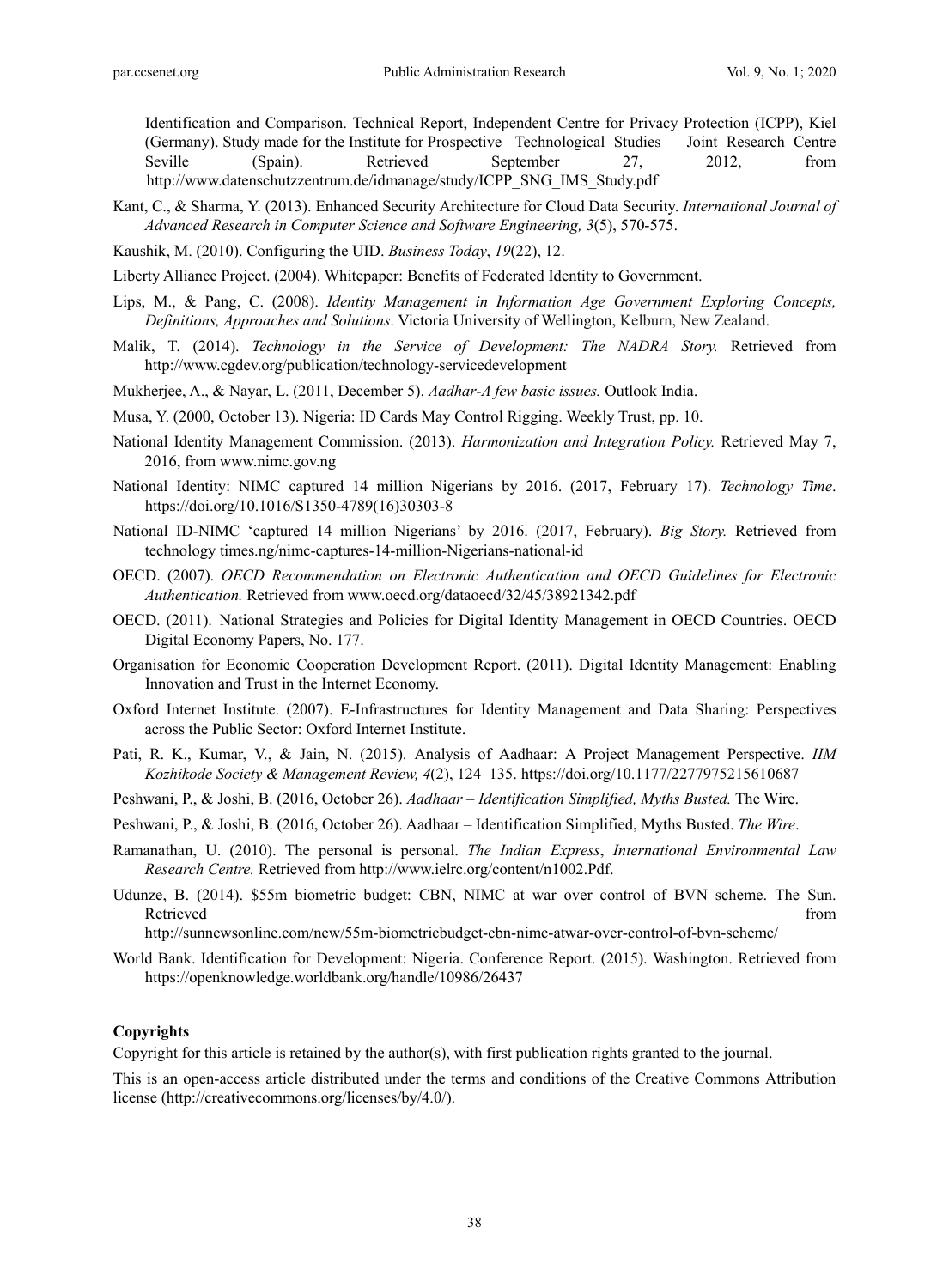Identification and Comparison. Technical Report, Independent Centre for Privacy Protection (ICPP), Kiel (Germany). Study made for the Institute for Prospective Technological Studies – Joint Research Centre Seville (Spain). Retrieved September 27, 2012, from http://www.datenschutzzentrum.de/idmanage/study/ICPP_SNG_IMS_Study.pdf

Kant, C., & Sharma, Y. (2013). Enhanced Security Architecture for Cloud Data Security. *International Journal of Advanced Research in Computer Science and Software Engineering, 3*(5), 570-575.

Kaushik, M. (2010). Configuring the UID. *Business Today*, *19*(22), 12.

Liberty Alliance Project. (2004). Whitepaper: Benefits of Federated Identity to Government.

Lips, M., & Pang, C. (2008). *Identity Management in Information Age Government Exploring Concepts, Definitions, Approaches and Solutions*. Victoria University of Wellington, Kelburn, New Zealand.

Malik, T. (2014). *Technology in the Service of Development: The NADRA Story.* Retrieved from http://www.cgdev.org/publication/technology-servicedevelopment

Mukherjee, A., & Nayar, L. (2011, December 5). *Aadhar-A few basic issues.* Outlook India.

Musa, Y. (2000, October 13). Nigeria: ID Cards May Control Rigging. Weekly Trust, pp. 10.

National Identity Management Commission. (2013). *Harmonization and Integration Policy.* Retrieved May 7, 2016, from www.nimc.gov.ng

National Identity: NIMC captured 14 million Nigerians by 2016. (2017, February 17). *Technology Time*. https://doi.org/10.1016/S1350-4789(16)30303-8

National ID-NIMC 'captured 14 million Nigerians' by 2016. (2017, February). *Big Story.* Retrieved from technology times.ng/nimc-captures-14-million-Nigerians-national-id

OECD. (2007). *OECD Recommendation on Electronic Authentication and OECD Guidelines for Electronic Authentication.* Retrieved from www.oecd.org/dataoecd/32/45/38921342.pdf

OECD. (2011). National Strategies and Policies for Digital Identity Management in OECD Countries. OECD Digital Economy Papers, No. 177.

Organisation for Economic Cooperation Development Report. (2011). Digital Identity Management: Enabling Innovation and Trust in the Internet Economy.

Oxford Internet Institute. (2007). E-Infrastructures for Identity Management and Data Sharing: Perspectives across the Public Sector: Oxford Internet Institute.

Pati, R. K., Kumar, V., & Jain, N. (2015). Analysis of Aadhaar: A Project Management Perspective. *IIM Kozhikode Society & Management Review, 4*(2), 124–135. https://doi.org/10.1177/2277975215610687

Peshwani, P., & Joshi, B. (2016, October 26). *Aadhaar – Identification Simplified, Myths Busted.* The Wire.

Peshwani, P., & Joshi, B. (2016, October 26). Aadhaar – Identification Simplified, Myths Busted. *The Wire*.

Ramanathan, U. (2010). The personal is personal. *The Indian Express*, *International Environmental Law Research Centre.* Retrieved from http://www.ielrc.org/content/n1002.Pdf.

Udunze, B. (2014). $55m biometric budget: CBN, NIMC at war over control of BVN scheme. The Sun. Retrieved from http://sunnewsonline.com/new/55m-biometricbudget-cbn-nimc-atwar-over-control-of-bvn-scheme/

World Bank. Identification for Development: Nigeria. Conference Report. (2015). Washington. Retrieved from https://openknowledge.worldbank.org/handle/10986/26437

**Copyrights**

Copyright for this article is retained by the author(s), with first publication rights granted to the journal.

This is an open-access article distributed under the terms and conditions of the Creative Commons Attribution license (http://creativecommons.org/licenses/by/4.0/).